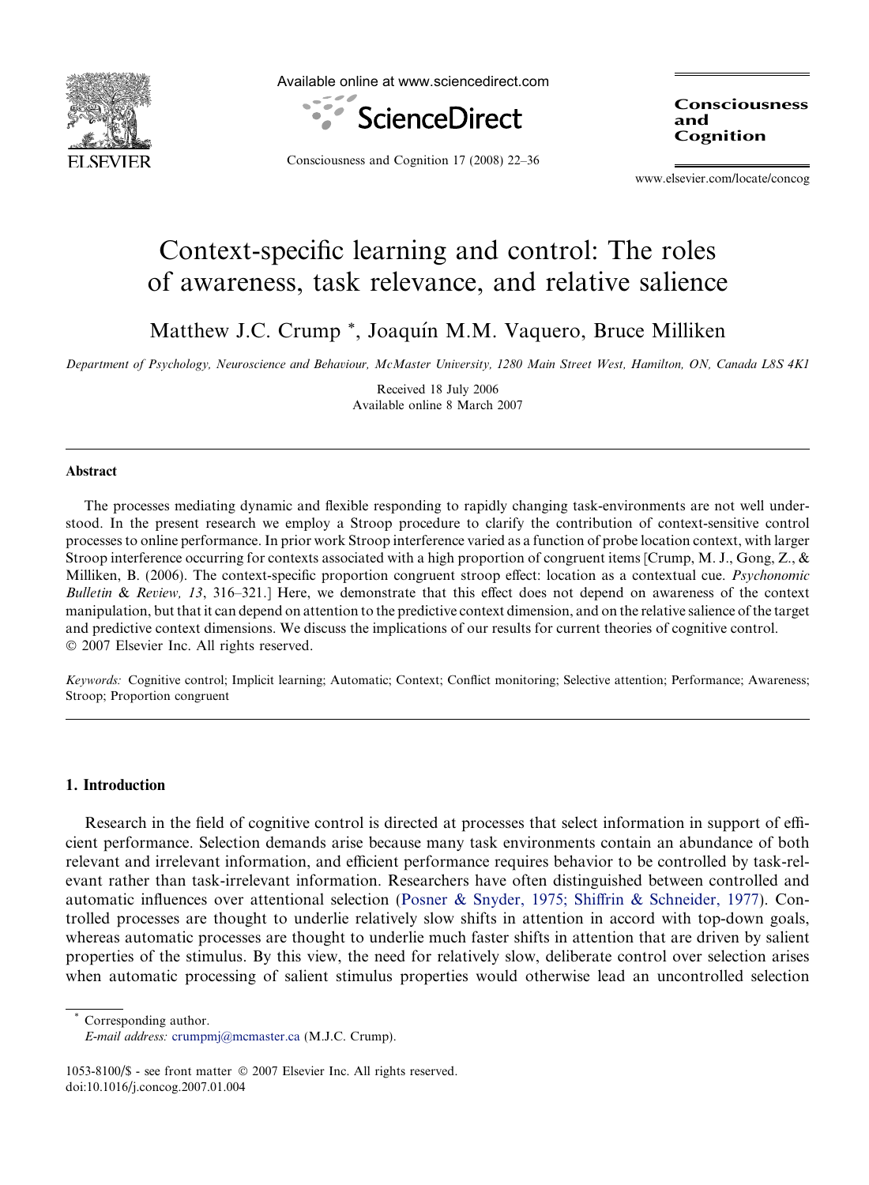# Context-specific learning and control: The roles of awareness, task relevance, and relative salience

Matthew J.C. Crump *, Joaquín M.M. Vaquero, Bruce Milliken

*Department of Psychology, Neuroscience and Behaviour, McMaster University, 1280 Main Street West, Hamilton, ON, Canada L8S 4K1*

Received 18 July 2006
Available online 8 March 2007

## Abstract

The processes mediating dynamic and flexible responding to rapidly changing task-environments are not well understood. In the present research we employ a Stroop procedure to clarify the contribution of context-sensitive control processes to online performance. In prior work Stroop interference varied as a function of probe location context, with larger Stroop interference occurring for contexts associated with a high proportion of congruent items [Crump, M. J., Gong, Z., & Milliken, B. (2006). The context-specific proportion congruent stroop effect: location as a contextual cue. *Psychonomic Bulletin & Review, 13*, 316–321.] Here, we demonstrate that this effect does not depend on awareness of the context manipulation, but that it can depend on attention to the predictive context dimension, and on the relative salience of the target and predictive context dimensions. We discuss the implications of our results for current theories of cognitive control.
© 2007 Elsevier Inc. All rights reserved.

*Keywords:* Cognitive control; Implicit learning; Automatic; Context; Conflict monitoring; Selective attention; Performance; Awareness; Stroop; Proportion congruent

## 1. Introduction

Research in the field of cognitive control is directed at processes that select information in support of efficient performance. Selection demands arise because many task environments contain an abundance of both relevant and irrelevant information, and efficient performance requires behavior to be controlled by task-relevant rather than task-irrelevant information. Researchers have often distinguished between controlled and automatic influences over attentional selection (Posner & Snyder, 1975; Shiffrin & Schneider, 1977). Controlled processes are thought to underlie relatively slow shifts in attention in accord with top-down goals, whereas automatic processes are thought to underlie much faster shifts in attention that are driven by salient properties of the stimulus. By this view, the need for relatively slow, deliberate control over selection arises when automatic processing of salient stimulus properties would otherwise lead an uncontrolled selection

* Corresponding author.
*E-mail address:* crumpmj@mcmaster.ca (M.J.C. Crump).

1053-8100/$ - see front matter © 2007 Elsevier Inc. All rights reserved.
doi:10.1016/j.concog.2007.01.004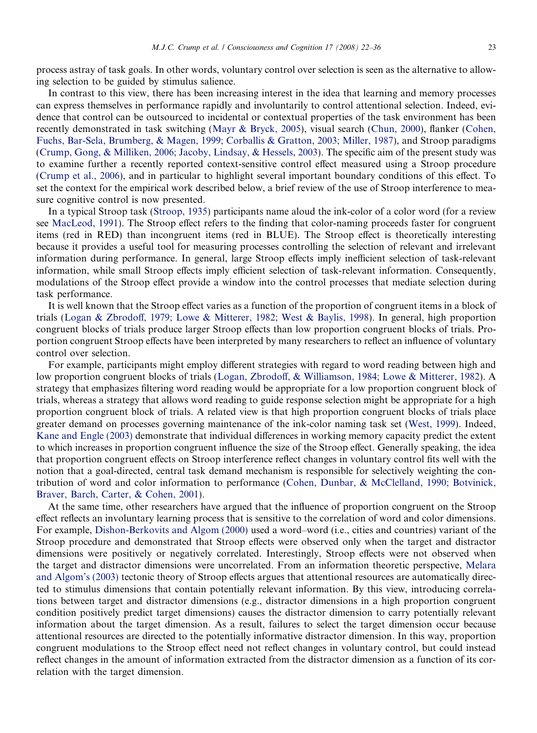process astray of task goals. In other words, voluntary control over selection is seen as the alternative to allowing selection to be guided by stimulus salience.

In contrast to this view, there has been increasing interest in the idea that learning and memory processes can express themselves in performance rapidly and involuntarily to control attentional selection. Indeed, evidence that control can be outsourced to incidental or contextual properties of the task environment has been recently demonstrated in task switching (Mayr & Bryck, 2005), visual search (Chun, 2000), flanker (Cohen, Fuchs, Bar-Sela, Brumberg, & Magen, 1999; Corballis & Gratton, 2003; Miller, 1987), and Stroop paradigms (Crump, Gong, & Milliken, 2006; Jacoby, Lindsay, & Hessels, 2003). The specific aim of the present study was to examine further a recently reported context-sensitive control effect measured using a Stroop procedure (Crump et al., 2006), and in particular to highlight several important boundary conditions of this effect. To set the context for the empirical work described below, a brief review of the use of Stroop interference to measure cognitive control is now presented.

In a typical Stroop task (Stroop, 1935) participants name aloud the ink-color of a color word (for a review see MacLeod, 1991). The Stroop effect refers to the finding that color-naming proceeds faster for congruent items (red in RED) than incongruent items (red in BLUE). The Stroop effect is theoretically interesting because it provides a useful tool for measuring processes controlling the selection of relevant and irrelevant information during performance. In general, large Stroop effects imply inefficient selection of task-relevant information, while small Stroop effects imply efficient selection of task-relevant information. Consequently, modulations of the Stroop effect provide a window into the control processes that mediate selection during task performance.

It is well known that the Stroop effect varies as a function of the proportion of congruent items in a block of trials (Logan & Zbrodoff, 1979; Lowe & Mitterer, 1982; West & Baylis, 1998). In general, high proportion congruent blocks of trials produce larger Stroop effects than low proportion congruent blocks of trials. Proportion congruent Stroop effects have been interpreted by many researchers to reflect an influence of voluntary control over selection.

For example, participants might employ different strategies with regard to word reading between high and low proportion congruent blocks of trials (Logan, Zbrodoff, & Williamson, 1984; Lowe & Mitterer, 1982). A strategy that emphasizes filtering word reading would be appropriate for a low proportion congruent block of trials, whereas a strategy that allows word reading to guide response selection might be appropriate for a high proportion congruent block of trials. A related view is that high proportion congruent blocks of trials place greater demand on processes governing maintenance of the ink-color naming task set (West, 1999). Indeed, Kane and Engle (2003) demonstrate that individual differences in working memory capacity predict the extent to which increases in proportion congruent influence the size of the Stroop effect. Generally speaking, the idea that proportion congruent effects on Stroop interference reflect changes in voluntary control fits well with the notion that a goal-directed, central task demand mechanism is responsible for selectively weighting the contribution of word and color information to performance (Cohen, Dunbar, & McClelland, 1990; Botvinick, Braver, Barch, Carter, & Cohen, 2001).

At the same time, other researchers have argued that the influence of proportion congruent on the Stroop effect reflects an involuntary learning process that is sensitive to the correlation of word and color dimensions. For example, Dishon-Berkovits and Algom (2000) used a word–word (i.e., cities and countries) variant of the Stroop procedure and demonstrated that Stroop effects were observed only when the target and distractor dimensions were positively or negatively correlated. Interestingly, Stroop effects were not observed when the target and distractor dimensions were uncorrelated. From an information theoretic perspective, Melara and Algom's (2003) tectonic theory of Stroop effects argues that attentional resources are automatically directed to stimulus dimensions that contain potentially relevant information. By this view, introducing correlations between target and distractor dimensions (e.g., distractor dimensions in a high proportion congruent condition positively predict target dimensions) causes the distractor dimension to carry potentially relevant information about the target dimension. As a result, failures to select the target dimension occur because attentional resources are directed to the potentially informative distractor dimension. In this way, proportion congruent modulations to the Stroop effect need not reflect changes in voluntary control, but could instead reflect changes in the amount of information extracted from the distractor dimension as a function of its correlation with the target dimension.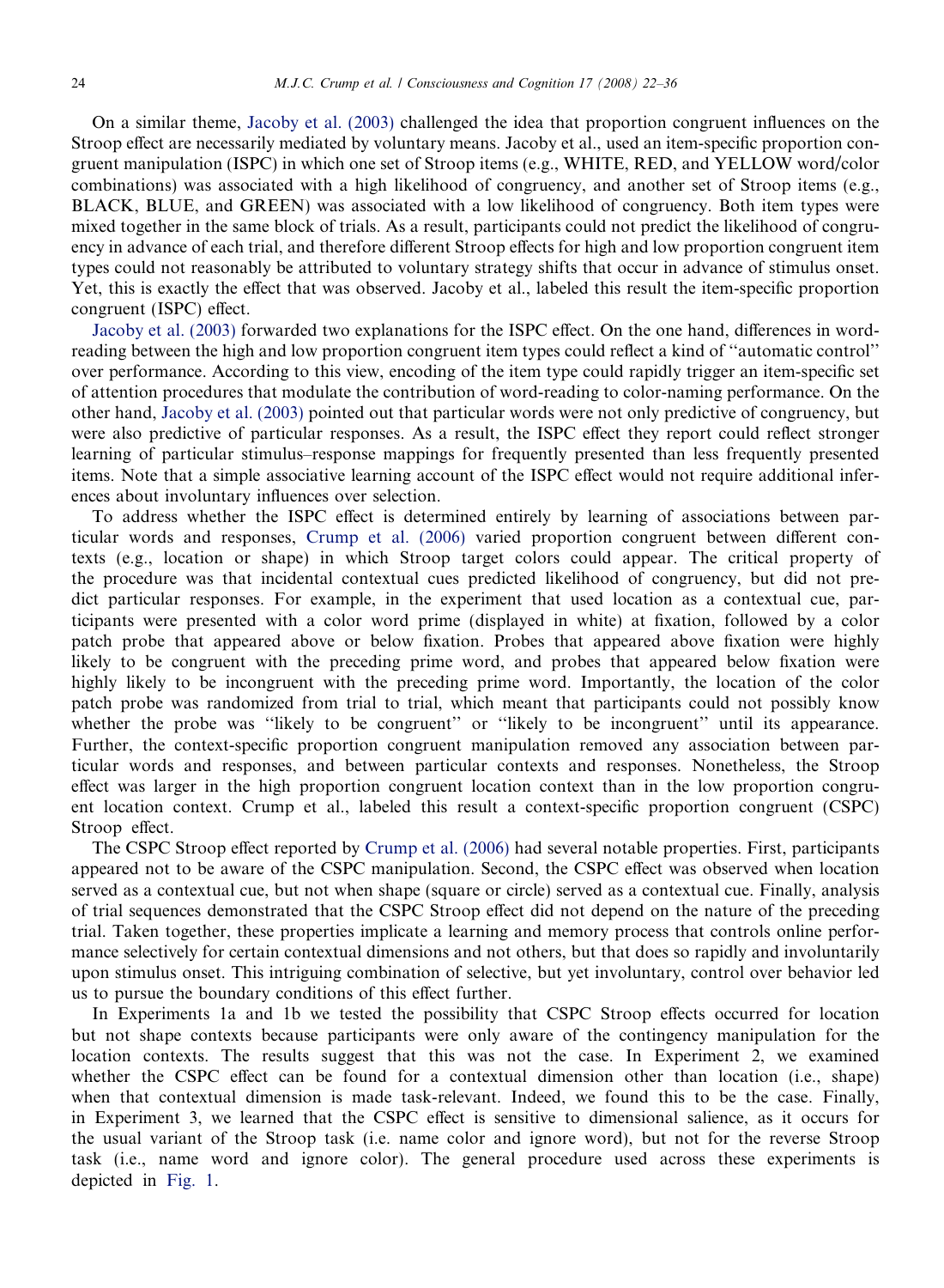On a similar theme, Jacoby et al. (2003) challenged the idea that proportion congruent influences on the Stroop effect are necessarily mediated by voluntary means. Jacoby et al., used an item-specific proportion congruent manipulation (ISPC) in which one set of Stroop items (e.g., WHITE, RED, and YELLOW word/color combinations) was associated with a high likelihood of congruency, and another set of Stroop items (e.g., BLACK, BLUE, and GREEN) was associated with a low likelihood of congruency. Both item types were mixed together in the same block of trials. As a result, participants could not predict the likelihood of congruency in advance of each trial, and therefore different Stroop effects for high and low proportion congruent item types could not reasonably be attributed to voluntary strategy shifts that occur in advance of stimulus onset. Yet, this is exactly the effect that was observed. Jacoby et al., labeled this result the item-specific proportion congruent (ISPC) effect.

Jacoby et al. (2003) forwarded two explanations for the ISPC effect. On the one hand, differences in word-reading between the high and low proportion congruent item types could reflect a kind of "automatic control" over performance. According to this view, encoding of the item type could rapidly trigger an item-specific set of attention procedures that modulate the contribution of word-reading to color-naming performance. On the other hand, Jacoby et al. (2003) pointed out that particular words were not only predictive of congruency, but were also predictive of particular responses. As a result, the ISPC effect they report could reflect stronger learning of particular stimulus–response mappings for frequently presented than less frequently presented items. Note that a simple associative learning account of the ISPC effect would not require additional inferences about involuntary influences over selection.

To address whether the ISPC effect is determined entirely by learning of associations between particular words and responses, Crump et al. (2006) varied proportion congruent between different contexts (e.g., location or shape) in which Stroop target colors could appear. The critical property of the procedure was that incidental contextual cues predicted likelihood of congruency, but did not predict particular responses. For example, in the experiment that used location as a contextual cue, participants were presented with a color word prime (displayed in white) at fixation, followed by a color patch probe that appeared above or below fixation. Probes that appeared above fixation were highly likely to be congruent with the preceding prime word, and probes that appeared below fixation were highly likely to be incongruent with the preceding prime word. Importantly, the location of the color patch probe was randomized from trial to trial, which meant that participants could not possibly know whether the probe was "likely to be congruent" or "likely to be incongruent" until its appearance. Further, the context-specific proportion congruent manipulation removed any association between particular words and responses, and between particular contexts and responses. Nonetheless, the Stroop effect was larger in the high proportion congruent location context than in the low proportion congruent location context. Crump et al., labeled this result a context-specific proportion congruent (CSPC) Stroop effect.

The CSPC Stroop effect reported by Crump et al. (2006) had several notable properties. First, participants appeared not to be aware of the CSPC manipulation. Second, the CSPC effect was observed when location served as a contextual cue, but not when shape (square or circle) served as a contextual cue. Finally, analysis of trial sequences demonstrated that the CSPC Stroop effect did not depend on the nature of the preceding trial. Taken together, these properties implicate a learning and memory process that controls online performance selectively for certain contextual dimensions and not others, but that does so rapidly and involuntarily upon stimulus onset. This intriguing combination of selective, but yet involuntary, control over behavior led us to pursue the boundary conditions of this effect further.

In Experiments 1a and 1b we tested the possibility that CSPC Stroop effects occurred for location but not shape contexts because participants were only aware of the contingency manipulation for the location contexts. The results suggest that this was not the case. In Experiment 2, we examined whether the CSPC effect can be found for a contextual dimension other than location (i.e., shape) when that contextual dimension is made task-relevant. Indeed, we found this to be the case. Finally, in Experiment 3, we learned that the CSPC effect is sensitive to dimensional salience, as it occurs for the usual variant of the Stroop task (i.e. name color and ignore word), but not for the reverse Stroop task (i.e., name word and ignore color). The general procedure used across these experiments is depicted in Fig. 1.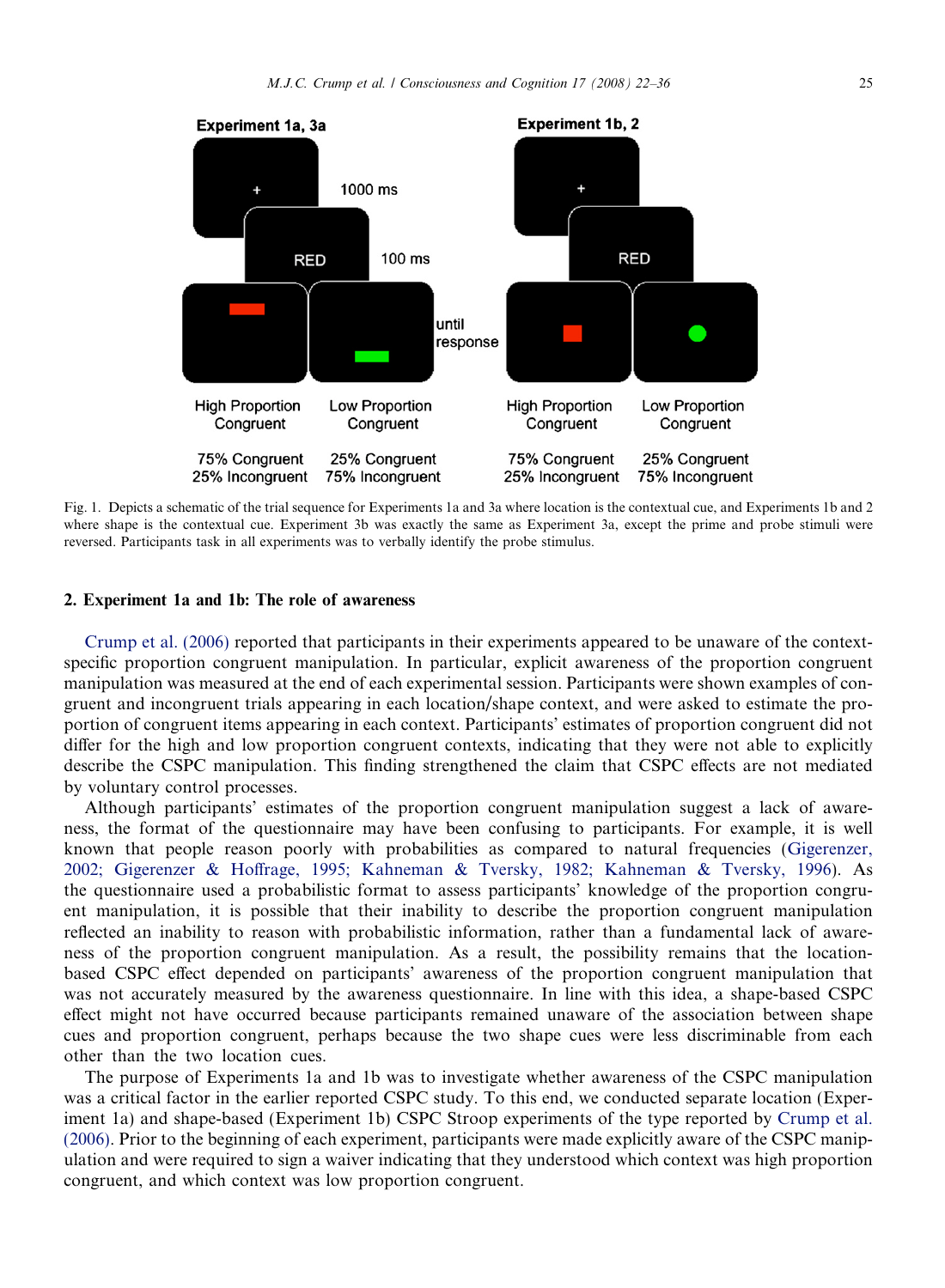Fig. 1. Depicts a schematic of the trial sequence for Experiments 1a and 3a where location is the contextual cue, and Experiments 1b and 2 where shape is the contextual cue. Experiment 3b was exactly the same as Experiment 3a, except the prime and probe stimuli were reversed. Participants task in all experiments was to verbally identify the probe stimulus.

## 2. Experiment 1a and 1b: The role of awareness

Crump et al. (2006) reported that participants in their experiments appeared to be unaware of the context-specific proportion congruent manipulation. In particular, explicit awareness of the proportion congruent manipulation was measured at the end of each experimental session. Participants were shown examples of congruent and incongruent trials appearing in each location/shape context, and were asked to estimate the proportion of congruent items appearing in each context. Participants' estimates of proportion congruent did not differ for the high and low proportion congruent contexts, indicating that they were not able to explicitly describe the CSPC manipulation. This finding strengthened the claim that CSPC effects are not mediated by voluntary control processes.

Although participants' estimates of the proportion congruent manipulation suggest a lack of awareness, the format of the questionnaire may have been confusing to participants. For example, it is well known that people reason poorly with probabilities as compared to natural frequencies (Gigerenzer, 2002; Gigerenzer & Hoffrage, 1995; Kahneman & Tversky, 1982; Kahneman & Tversky, 1996). As the questionnaire used a probabilistic format to assess participants' knowledge of the proportion congruent manipulation, it is possible that their inability to describe the proportion congruent manipulation reflected an inability to reason with probabilistic information, rather than a fundamental lack of awareness of the proportion congruent manipulation. As a result, the possibility remains that the location-based CSPC effect depended on participants' awareness of the proportion congruent manipulation that was not accurately measured by the awareness questionnaire. In line with this idea, a shape-based CSPC effect might not have occurred because participants remained unaware of the association between shape cues and proportion congruent, perhaps because the two shape cues were less discriminable from each other than the two location cues.

The purpose of Experiments 1a and 1b was to investigate whether awareness of the CSPC manipulation was a critical factor in the earlier reported CSPC study. To this end, we conducted separate location (Experiment 1a) and shape-based (Experiment 1b) CSPC Stroop experiments of the type reported by Crump et al. (2006). Prior to the beginning of each experiment, participants were made explicitly aware of the CSPC manipulation and were required to sign a waiver indicating that they understood which context was high proportion congruent, and which context was low proportion congruent.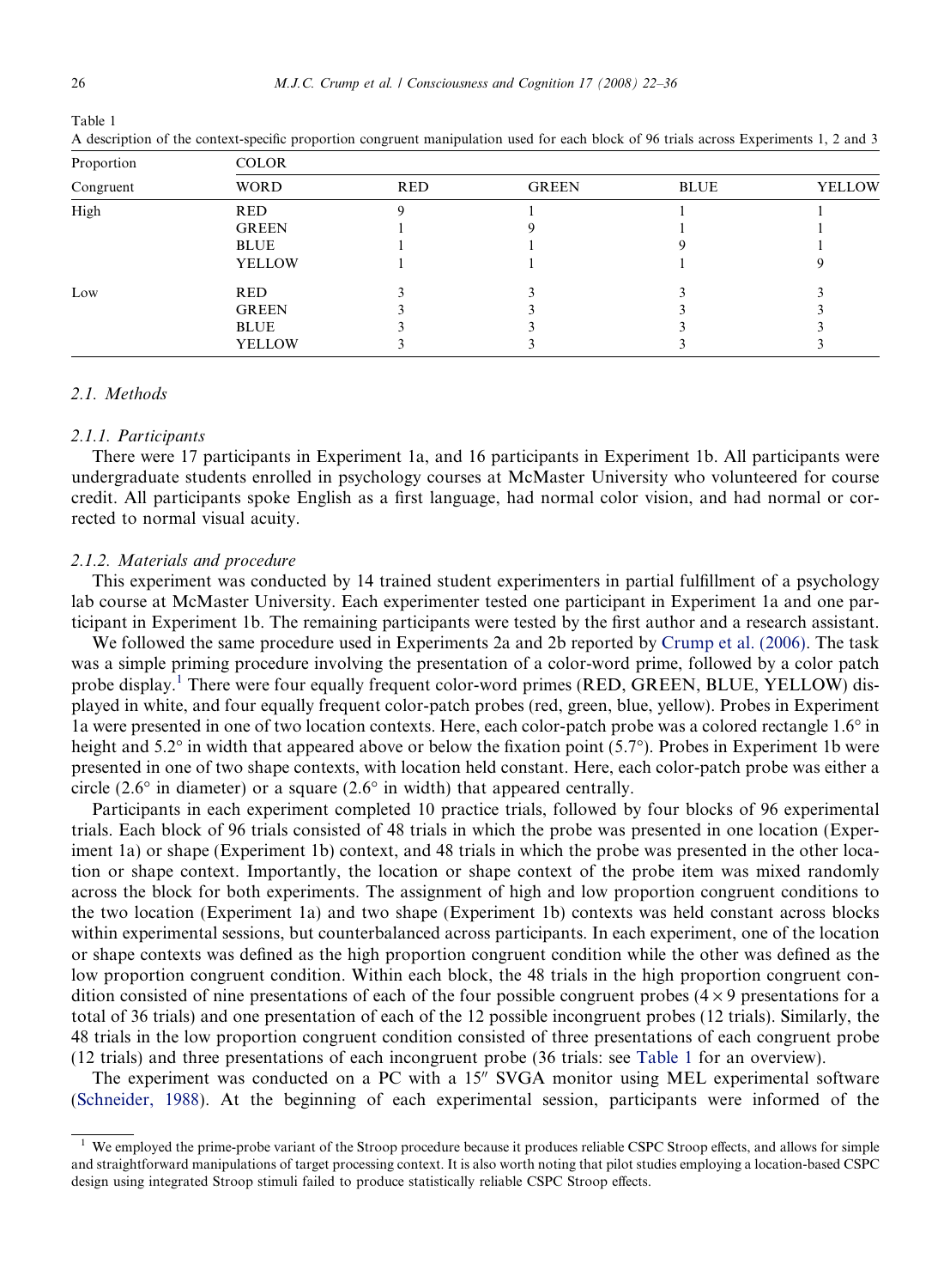Table 1

A description of the context-specific proportion congruent manipulation used for each block of 96 trials across Experiments 1, 2 and 3

| Proportion | COLOR | | | | |
|---|---|---|---|---|---|
| Congruent | WORD | RED | GREEN | BLUE | YELLOW |
| High | RED | 9 | 1 | 1 | 1 |
| | GREEN | 1 | 9 | 1 | 1 |
| | BLUE | 1 | 1 | 9 | 1 |
| | YELLOW | 1 | 1 | 1 | 9 |
| Low | RED | 3 | 3 | 3 | 3 |
| | GREEN | 3 | 3 | 3 | 3 |
| | BLUE | 3 | 3 | 3 | 3 |
| | YELLOW | 3 | 3 | 3 | 3 |

### *2.1. Methods*

#### *2.1.1. Participants*

There were 17 participants in Experiment 1a, and 16 participants in Experiment 1b. All participants were undergraduate students enrolled in psychology courses at McMaster University who volunteered for course credit. All participants spoke English as a first language, had normal color vision, and had normal or corrected to normal visual acuity.

#### *2.1.2. Materials and procedure*

This experiment was conducted by 14 trained student experimenters in partial fulfillment of a psychology lab course at McMaster University. Each experimenter tested one participant in Experiment 1a and one participant in Experiment 1b. The remaining participants were tested by the first author and a research assistant.

We followed the same procedure used in Experiments 2a and 2b reported by Crump et al. (2006). The task was a simple priming procedure involving the presentation of a color-word prime, followed by a color patch probe display.[1] There were four equally frequent color-word primes (RED, GREEN, BLUE, YELLOW) displayed in white, and four equally frequent color-patch probes (red, green, blue, yellow). Probes in Experiment 1a were presented in one of two location contexts. Here, each color-patch probe was a colored rectangle 1.6° in height and 5.2° in width that appeared above or below the fixation point (5.7°). Probes in Experiment 1b were presented in one of two shape contexts, with location held constant. Here, each color-patch probe was either a circle (2.6° in diameter) or a square (2.6° in width) that appeared centrally.

Participants in each experiment completed 10 practice trials, followed by four blocks of 96 experimental trials. Each block of 96 trials consisted of 48 trials in which the probe was presented in one location (Experiment 1a) or shape (Experiment 1b) context, and 48 trials in which the probe was presented in the other location or shape context. Importantly, the location or shape context of the probe item was mixed randomly across the block for both experiments. The assignment of high and low proportion congruent conditions to the two location (Experiment 1a) and two shape (Experiment 1b) contexts was held constant across blocks within experimental sessions, but counterbalanced across participants. In each experiment, one of the location or shape contexts was defined as the high proportion congruent condition while the other was defined as the low proportion congruent condition. Within each block, the 48 trials in the high proportion congruent condition consisted of nine presentations of each of the four possible congruent probes ($4 \times 9$ presentations for a total of 36 trials) and one presentation of each of the 12 possible incongruent probes (12 trials). Similarly, the 48 trials in the low proportion congruent condition consisted of three presentations of each congruent probe (12 trials) and three presentations of each incongruent probe (36 trials: see Table 1 for an overview).

The experiment was conducted on a PC with a 15″ SVGA monitor using MEL experimental software (Schneider, 1988). At the beginning of each experimental session, participants were informed of the

[1] We employed the prime-probe variant of the Stroop procedure because it produces reliable CSPC Stroop effects, and allows for simple and straightforward manipulations of target processing context. It is also worth noting that pilot studies employing a location-based CSPC design using integrated Stroop stimuli failed to produce statistically reliable CSPC Stroop effects.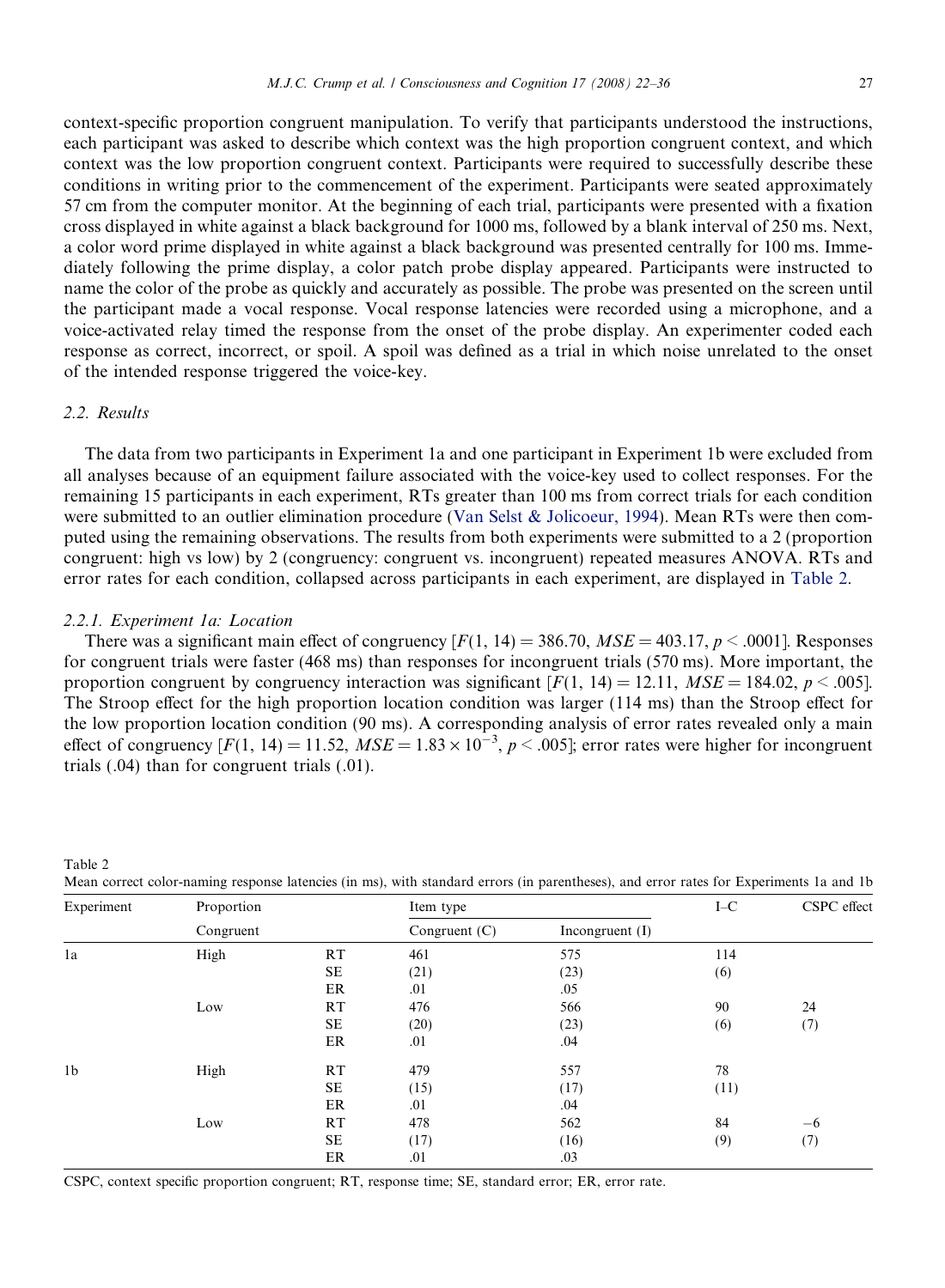context-specific proportion congruent manipulation. To verify that participants understood the instructions, each participant was asked to describe which context was the high proportion congruent context, and which context was the low proportion congruent context. Participants were required to successfully describe these conditions in writing prior to the commencement of the experiment. Participants were seated approximately 57 cm from the computer monitor. At the beginning of each trial, participants were presented with a fixation cross displayed in white against a black background for 1000 ms, followed by a blank interval of 250 ms. Next, a color word prime displayed in white against a black background was presented centrally for 100 ms. Immediately following the prime display, a color patch probe display appeared. Participants were instructed to name the color of the probe as quickly and accurately as possible. The probe was presented on the screen until the participant made a vocal response. Vocal response latencies were recorded using a microphone, and a voice-activated relay timed the response from the onset of the probe display. An experimenter coded each response as correct, incorrect, or spoil. A spoil was defined as a trial in which noise unrelated to the onset of the intended response triggered the voice-key.

### 2.2. Results

The data from two participants in Experiment 1a and one participant in Experiment 1b were excluded from all analyses because of an equipment failure associated with the voice-key used to collect responses. For the remaining 15 participants in each experiment, RTs greater than 100 ms from correct trials for each condition were submitted to an outlier elimination procedure (Van Selst & Jolicoeur, 1994). Mean RTs were then computed using the remaining observations. The results from both experiments were submitted to a 2 (proportion congruent: high vs low) by 2 (congruency: congruent vs. incongruent) repeated measures ANOVA. RTs and error rates for each condition, collapsed across participants in each experiment, are displayed in Table 2.

#### 2.2.1. Experiment 1a: Location

There was a significant main effect of congruency [$F(1, 14) = 386.70$, $MSE = 403.17$, $p < .0001$]. Responses for congruent trials were faster (468 ms) than responses for incongruent trials (570 ms). More important, the proportion congruent by congruency interaction was significant [$F(1, 14) = 12.11$, $MSE = 184.02$, $p < .005$]. The Stroop effect for the high proportion location condition was larger (114 ms) than the Stroop effect for the low proportion location condition (90 ms). A corresponding analysis of error rates revealed only a main effect of congruency [$F(1, 14) = 11.52$, $MSE = 1.83 \times 10^{-3}$, $p < .005$]; error rates were higher for incongruent trials (.04) than for congruent trials (.01).

Table 2
Mean correct color-naming response latencies (in ms), with standard errors (in parentheses), and error rates for Experiments 1a and 1b

| Experiment | Proportion Congruent | | Item type: Congruent (C) | Item type: Incongruent (I) | I–C | CSPC effect |
|---|---|---|---|---|---|---|
| 1a | High | RT | 461 | 575 | 114 | |
| | | SE | (21) | (23) | (6) | |
| | | ER | .01 | .05 | | |
| | Low | RT | 476 | 566 | 90 | 24 |
| | | SE | (20) | (23) | (6) | (7) |
| | | ER | .01 | .04 | | |
| 1b | High | RT | 479 | 557 | 78 | |
| | | SE | (15) | (17) | (11) | |
| | | ER | .01 | .04 | | |
| | Low | RT | 478 | 562 | 84 | −6 |
| | | SE | (17) | (16) | (9) | (7) |
| | | ER | .01 | .03 | | |

CSPC, context specific proportion congruent; RT, response time; SE, standard error; ER, error rate.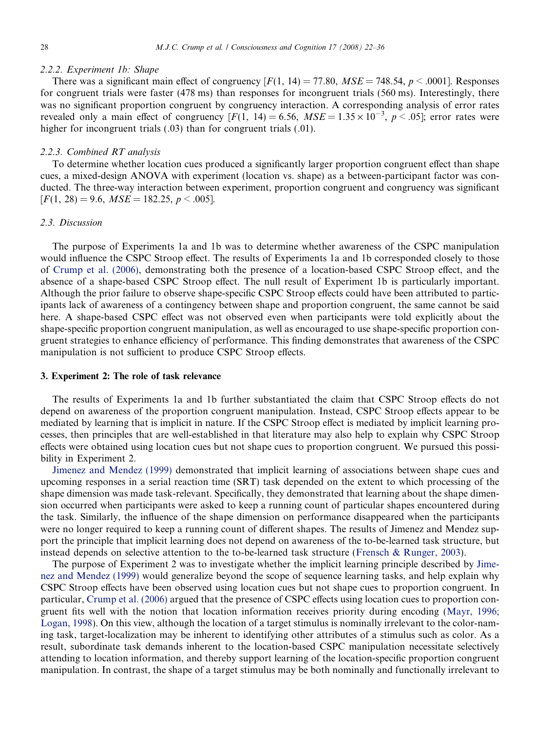#### 2.2.2. Experiment 1b: Shape

There was a significant main effect of congruency [$F(1, 14) = 77.80$, $MSE = 748.54$, $p < .0001$]. Responses for congruent trials were faster (478 ms) than responses for incongruent trials (560 ms). Interestingly, there was no significant proportion congruent by congruency interaction. A corresponding analysis of error rates revealed only a main effect of congruency [$F(1, 14) = 6.56$, $MSE = 1.35 \times 10^{-3}$, $p < .05$]; error rates were higher for incongruent trials (.03) than for congruent trials (.01).

#### 2.2.3. Combined RT analysis

To determine whether location cues produced a significantly larger proportion congruent effect than shape cues, a mixed-design ANOVA with experiment (location vs. shape) as a between-participant factor was conducted. The three-way interaction between experiment, proportion congruent and congruency was significant [$F(1, 28) = 9.6$, $MSE = 182.25$, $p < .005$].

### 2.3. Discussion

The purpose of Experiments 1a and 1b was to determine whether awareness of the CSPC manipulation would influence the CSPC Stroop effect. The results of Experiments 1a and 1b corresponded closely to those of Crump et al. (2006), demonstrating both the presence of a location-based CSPC Stroop effect, and the absence of a shape-based CSPC Stroop effect. The null result of Experiment 1b is particularly important. Although the prior failure to observe shape-specific CSPC Stroop effects could have been attributed to participants lack of awareness of a contingency between shape and proportion congruent, the same cannot be said here. A shape-based CSPC effect was not observed even when participants were told explicitly about the shape-specific proportion congruent manipulation, as well as encouraged to use shape-specific proportion congruent strategies to enhance efficiency of performance. This finding demonstrates that awareness of the CSPC manipulation is not sufficient to produce CSPC Stroop effects.

## 3. Experiment 2: The role of task relevance

The results of Experiments 1a and 1b further substantiated the claim that CSPC Stroop effects do not depend on awareness of the proportion congruent manipulation. Instead, CSPC Stroop effects appear to be mediated by learning that is implicit in nature. If the CSPC Stroop effect is mediated by implicit learning processes, then principles that are well-established in that literature may also help to explain why CSPC Stroop effects were obtained using location cues but not shape cues to proportion congruent. We pursued this possibility in Experiment 2.

Jimenez and Mendez (1999) demonstrated that implicit learning of associations between shape cues and upcoming responses in a serial reaction time (SRT) task depended on the extent to which processing of the shape dimension was made task-relevant. Specifically, they demonstrated that learning about the shape dimension occurred when participants were asked to keep a running count of particular shapes encountered during the task. Similarly, the influence of the shape dimension on performance disappeared when the participants were no longer required to keep a running count of different shapes. The results of Jimenez and Mendez support the principle that implicit learning does not depend on awareness of the to-be-learned task structure, but instead depends on selective attention to the to-be-learned task structure (Frensch & Runger, 2003).

The purpose of Experiment 2 was to investigate whether the implicit learning principle described by Jimenez and Mendez (1999) would generalize beyond the scope of sequence learning tasks, and help explain why CSPC Stroop effects have been observed using location cues but not shape cues to proportion congruent. In particular, Crump et al. (2006) argued that the presence of CSPC effects using location cues to proportion congruent fits well with the notion that location information receives priority during encoding (Mayr, 1996; Logan, 1998). On this view, although the location of a target stimulus is nominally irrelevant to the color-naming task, target-localization may be inherent to identifying other attributes of a stimulus such as color. As a result, subordinate task demands inherent to the location-based CSPC manipulation necessitate selectively attending to location information, and thereby support learning of the location-specific proportion congruent manipulation. In contrast, the shape of a target stimulus may be both nominally and functionally irrelevant to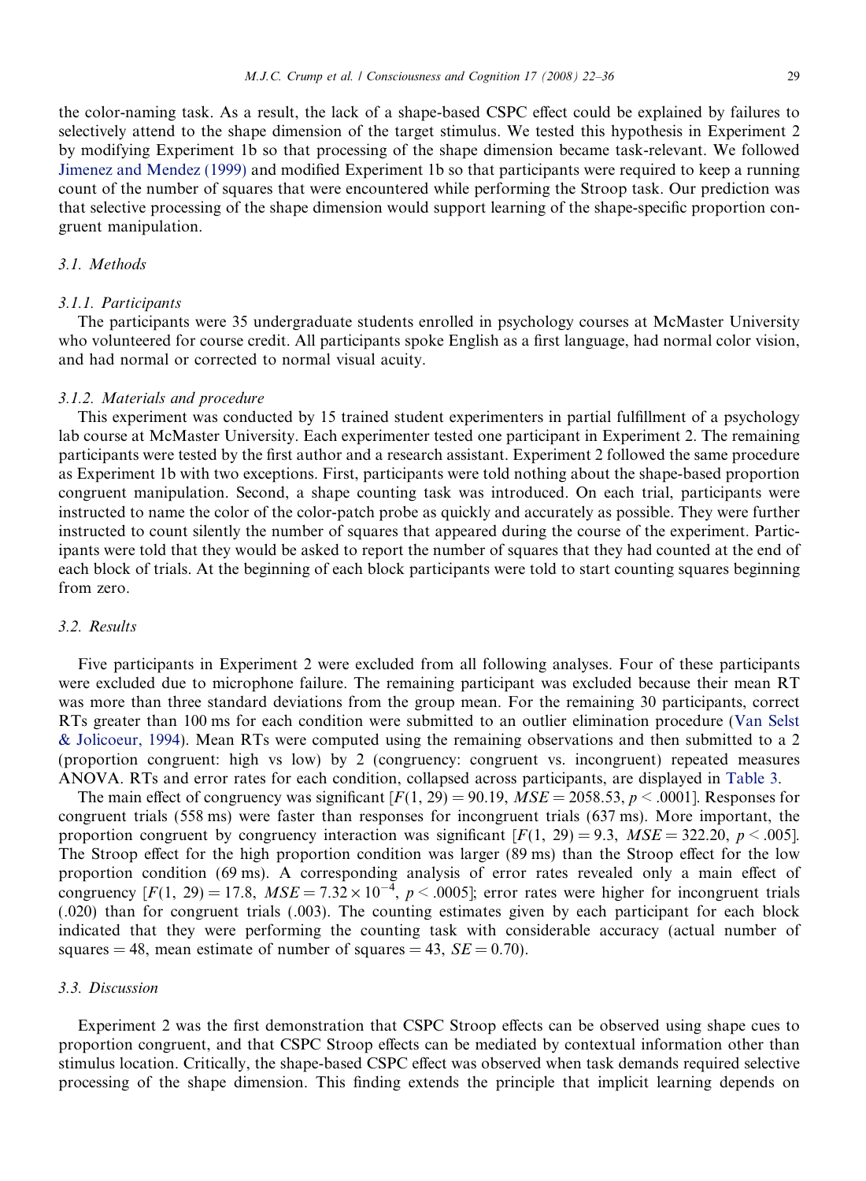the color-naming task. As a result, the lack of a shape-based CSPC effect could be explained by failures to selectively attend to the shape dimension of the target stimulus. We tested this hypothesis in Experiment 2 by modifying Experiment 1b so that processing of the shape dimension became task-relevant. We followed Jimenez and Mendez (1999) and modified Experiment 1b so that participants were required to keep a running count of the number of squares that were encountered while performing the Stroop task. Our prediction was that selective processing of the shape dimension would support learning of the shape-specific proportion congruent manipulation.

### 3.1. Methods

#### 3.1.1. Participants

The participants were 35 undergraduate students enrolled in psychology courses at McMaster University who volunteered for course credit. All participants spoke English as a first language, had normal color vision, and had normal or corrected to normal visual acuity.

#### 3.1.2. Materials and procedure

This experiment was conducted by 15 trained student experimenters in partial fulfillment of a psychology lab course at McMaster University. Each experimenter tested one participant in Experiment 2. The remaining participants were tested by the first author and a research assistant. Experiment 2 followed the same procedure as Experiment 1b with two exceptions. First, participants were told nothing about the shape-based proportion congruent manipulation. Second, a shape counting task was introduced. On each trial, participants were instructed to name the color of the color-patch probe as quickly and accurately as possible. They were further instructed to count silently the number of squares that appeared during the course of the experiment. Participants were told that they would be asked to report the number of squares that they had counted at the end of each block of trials. At the beginning of each block participants were told to start counting squares beginning from zero.

### 3.2. Results

Five participants in Experiment 2 were excluded from all following analyses. Four of these participants were excluded due to microphone failure. The remaining participant was excluded because their mean RT was more than three standard deviations from the group mean. For the remaining 30 participants, correct RTs greater than 100 ms for each condition were submitted to an outlier elimination procedure (Van Selst & Jolicoeur, 1994). Mean RTs were computed using the remaining observations and then submitted to a 2 (proportion congruent: high vs low) by 2 (congruency: congruent vs. incongruent) repeated measures ANOVA. RTs and error rates for each condition, collapsed across participants, are displayed in Table 3.

The main effect of congruency was significant [$F(1, 29) = 90.19$, $MSE = 2058.53$, $p < .0001$]. Responses for congruent trials (558 ms) were faster than responses for incongruent trials (637 ms). More important, the proportion congruent by congruency interaction was significant [$F(1, 29) = 9.3$, $MSE = 322.20$, $p < .005$]. The Stroop effect for the high proportion condition was larger (89 ms) than the Stroop effect for the low proportion condition (69 ms). A corresponding analysis of error rates revealed only a main effect of congruency [$F(1, 29) = 17.8$, $MSE = 7.32 \times 10^{-4}$, $p < .0005$]; error rates were higher for incongruent trials (.020) than for congruent trials (.003). The counting estimates given by each participant for each block indicated that they were performing the counting task with considerable accuracy (actual number of squares = 48, mean estimate of number of squares = 43, $SE = 0.70$).

### 3.3. Discussion

Experiment 2 was the first demonstration that CSPC Stroop effects can be observed using shape cues to proportion congruent, and that CSPC Stroop effects can be mediated by contextual information other than stimulus location. Critically, the shape-based CSPC effect was observed when task demands required selective processing of the shape dimension. This finding extends the principle that implicit learning depends on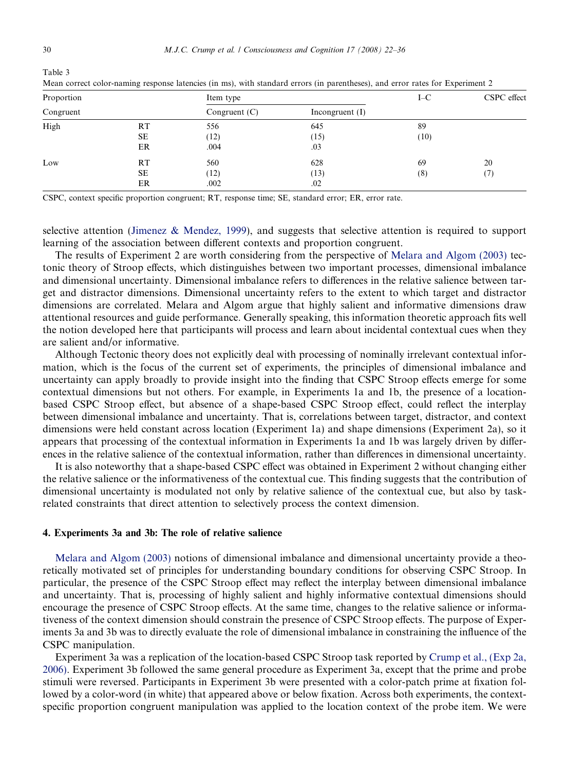Table 3
Mean correct color-naming response latencies (in ms), with standard errors (in parentheses), and error rates for Experiment 2

| Proportion Congruent | | Item type | | I–C | CSPC effect |
|---|---|---|---|---|---|
| | | Congruent (C) | Incongruent (I) | | |
| High | RT | 556 | 645 | 89 | |
| | SE | (12) | (15) | (10) | |
| | ER | .004 | .03 | | |
| Low | RT | 560 | 628 | 69 | 20 |
| | SE | (12) | (13) | (8) | (7) |
| | ER | .002 | .02 | | |

CSPC, context specific proportion congruent; RT, response time; SE, standard error; ER, error rate.

selective attention (Jimenez & Mendez, 1999), and suggests that selective attention is required to support learning of the association between different contexts and proportion congruent.

The results of Experiment 2 are worth considering from the perspective of Melara and Algom (2003) tectonic theory of Stroop effects, which distinguishes between two important processes, dimensional imbalance and dimensional uncertainty. Dimensional imbalance refers to differences in the relative salience between target and distractor dimensions. Dimensional uncertainty refers to the extent to which target and distractor dimensions are correlated. Melara and Algom argue that highly salient and informative dimensions draw attentional resources and guide performance. Generally speaking, this information theoretic approach fits well the notion developed here that participants will process and learn about incidental contextual cues when they are salient and/or informative.

Although Tectonic theory does not explicitly deal with processing of nominally irrelevant contextual information, which is the focus of the current set of experiments, the principles of dimensional imbalance and uncertainty can apply broadly to provide insight into the finding that CSPC Stroop effects emerge for some contextual dimensions but not others. For example, in Experiments 1a and 1b, the presence of a location-based CSPC Stroop effect, but absence of a shape-based CSPC Stroop effect, could reflect the interplay between dimensional imbalance and uncertainty. That is, correlations between target, distractor, and context dimensions were held constant across location (Experiment 1a) and shape dimensions (Experiment 2a), so it appears that processing of the contextual information in Experiments 1a and 1b was largely driven by differences in the relative salience of the contextual information, rather than differences in dimensional uncertainty.

It is also noteworthy that a shape-based CSPC effect was obtained in Experiment 2 without changing either the relative salience or the informativeness of the contextual cue. This finding suggests that the contribution of dimensional uncertainty is modulated not only by relative salience of the contextual cue, but also by task-related constraints that direct attention to selectively process the context dimension.

## 4. Experiments 3a and 3b: The role of relative salience

Melara and Algom (2003) notions of dimensional imbalance and dimensional uncertainty provide a theoretically motivated set of principles for understanding boundary conditions for observing CSPC Stroop. In particular, the presence of the CSPC Stroop effect may reflect the interplay between dimensional imbalance and uncertainty. That is, processing of highly salient and highly informative contextual dimensions should encourage the presence of CSPC Stroop effects. At the same time, changes to the relative salience or informativeness of the context dimension should constrain the presence of CSPC Stroop effects. The purpose of Experiments 3a and 3b was to directly evaluate the role of dimensional imbalance in constraining the influence of the CSPC manipulation.

Experiment 3a was a replication of the location-based CSPC Stroop task reported by Crump et al., (Exp 2a, 2006). Experiment 3b followed the same general procedure as Experiment 3a, except that the prime and probe stimuli were reversed. Participants in Experiment 3b were presented with a color-patch prime at fixation followed by a color-word (in white) that appeared above or below fixation. Across both experiments, the context-specific proportion congruent manipulation was applied to the location context of the probe item. We were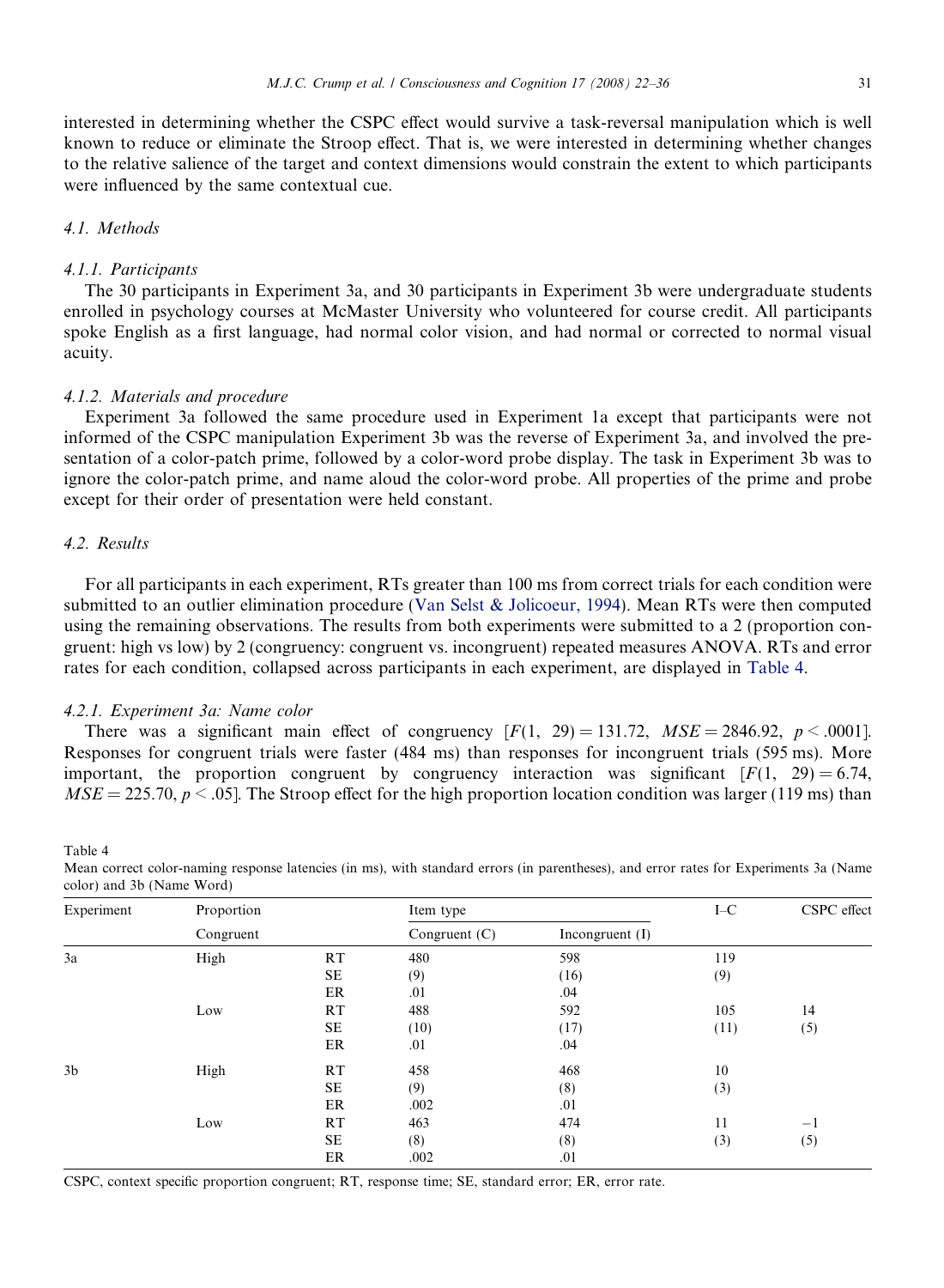interested in determining whether the CSPC effect would survive a task-reversal manipulation which is well known to reduce or eliminate the Stroop effect. That is, we were interested in determining whether changes to the relative salience of the target and context dimensions would constrain the extent to which participants were influenced by the same contextual cue.

## 4.1. Methods

### 4.1.1. Participants

The 30 participants in Experiment 3a, and 30 participants in Experiment 3b were undergraduate students enrolled in psychology courses at McMaster University who volunteered for course credit. All participants spoke English as a first language, had normal color vision, and had normal or corrected to normal visual acuity.

### 4.1.2. Materials and procedure

Experiment 3a followed the same procedure used in Experiment 1a except that participants were not informed of the CSPC manipulation Experiment 3b was the reverse of Experiment 3a, and involved the presentation of a color-patch prime, followed by a color-word probe display. The task in Experiment 3b was to ignore the color-patch prime, and name aloud the color-word probe. All properties of the prime and probe except for their order of presentation were held constant.

## 4.2. Results

For all participants in each experiment, RTs greater than 100 ms from correct trials for each condition were submitted to an outlier elimination procedure (Van Selst & Jolicoeur, 1994). Mean RTs were then computed using the remaining observations. The results from both experiments were submitted to a 2 (proportion congruent: high vs low) by 2 (congruency: congruent vs. incongruent) repeated measures ANOVA. RTs and error rates for each condition, collapsed across participants in each experiment, are displayed in Table 4.

### 4.2.1. Experiment 3a: Name color

There was a significant main effect of congruency [$F(1,\ 29) = 131.72,\ MSE = 2846.92,\ p < .0001$]. Responses for congruent trials were faster (484 ms) than responses for incongruent trials (595 ms). More important, the proportion congruent by congruency interaction was significant [$F(1,\ 29) = 6.74$, $MSE = 225.70$, $p < .05$]. The Stroop effect for the high proportion location condition was larger (119 ms) than

Table 4
Mean correct color-naming response latencies (in ms), with standard errors (in parentheses), and error rates for Experiments 3a (Name color) and 3b (Name Word)

| Experiment | Proportion Congruent | | Item type: Congruent (C) | Item type: Incongruent (I) | I–C | CSPC effect |
|---|---|---|---|---|---|---|
| 3a | High | RT | 480 | 598 | 119 | |
| | | SE | (9) | (16) | (9) | |
| | | ER | .01 | .04 | | |
| | Low | RT | 488 | 592 | 105 | 14 |
| | | SE | (10) | (17) | (11) | (5) |
| | | ER | .01 | .04 | | |
| 3b | High | RT | 458 | 468 | 10 | |
| | | SE | (9) | (8) | (3) | |
| | | ER | .002 | .01 | | |
| | Low | RT | 463 | 474 | 11 | −1 |
| | | SE | (8) | (8) | (3) | (5) |
| | | ER | .002 | .01 | | |

CSPC, context specific proportion congruent; RT, response time; SE, standard error; ER, error rate.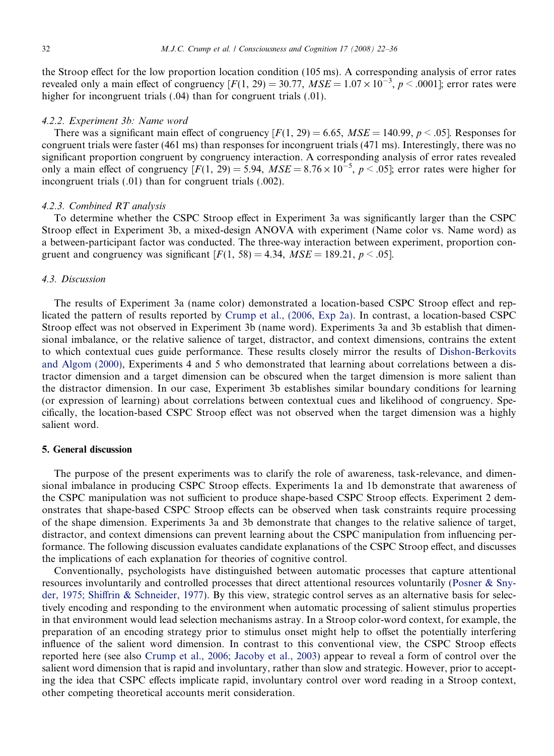the Stroop effect for the low proportion location condition (105 ms). A corresponding analysis of error rates revealed only a main effect of congruency [$F(1, 29) = 30.77$, $MSE = 1.07 \times 10^{-3}$, $p < .0001$]; error rates were higher for incongruent trials (.04) than for congruent trials (.01).

#### 4.2.2. Experiment 3b: Name word

There was a significant main effect of congruency [$F(1, 29) = 6.65$, $MSE = 140.99$, $p < .05$]. Responses for congruent trials were faster (461 ms) than responses for incongruent trials (471 ms). Interestingly, there was no significant proportion congruent by congruency interaction. A corresponding analysis of error rates revealed only a main effect of congruency [$F(1, 29) = 5.94$, $MSE = 8.76 \times 10^{-5}$, $p < .05$]; error rates were higher for incongruent trials (.01) than for congruent trials (.002).

#### 4.2.3. Combined RT analysis

To determine whether the CSPC Stroop effect in Experiment 3a was significantly larger than the CSPC Stroop effect in Experiment 3b, a mixed-design ANOVA with experiment (Name color vs. Name word) as a between-participant factor was conducted. The three-way interaction between experiment, proportion congruent and congruency was significant [$F(1, 58) = 4.34$, $MSE = 189.21$, $p < .05$].

### 4.3. Discussion

The results of Experiment 3a (name color) demonstrated a location-based CSPC Stroop effect and replicated the pattern of results reported by Crump et al., (2006, Exp 2a). In contrast, a location-based CSPC Stroop effect was not observed in Experiment 3b (name word). Experiments 3a and 3b establish that dimensional imbalance, or the relative salience of target, distractor, and context dimensions, contrains the extent to which contextual cues guide performance. These results closely mirror the results of Dishon-Berkovits and Algom (2000), Experiments 4 and 5 who demonstrated that learning about correlations between a distractor dimension and a target dimension can be obscured when the target dimension is more salient than the distractor dimension. In our case, Experiment 3b establishes similar boundary conditions for learning (or expression of learning) about correlations between contextual cues and likelihood of congruency. Specifically, the location-based CSPC Stroop effect was not observed when the target dimension was a highly salient word.

## 5. General discussion

The purpose of the present experiments was to clarify the role of awareness, task-relevance, and dimensional imbalance in producing CSPC Stroop effects. Experiments 1a and 1b demonstrate that awareness of the CSPC manipulation was not sufficient to produce shape-based CSPC Stroop effects. Experiment 2 demonstrates that shape-based CSPC Stroop effects can be observed when task constraints require processing of the shape dimension. Experiments 3a and 3b demonstrate that changes to the relative salience of target, distractor, and context dimensions can prevent learning about the CSPC manipulation from influencing performance. The following discussion evaluates candidate explanations of the CSPC Stroop effect, and discusses the implications of each explanation for theories of cognitive control.

Conventionally, psychologists have distinguished between automatic processes that capture attentional resources involuntarily and controlled processes that direct attentional resources voluntarily (Posner & Snyder, 1975; Shiffrin & Schneider, 1977). By this view, strategic control serves as an alternative basis for selectively encoding and responding to the environment when automatic processing of salient stimulus properties in that environment would lead selection mechanisms astray. In a Stroop color-word context, for example, the preparation of an encoding strategy prior to stimulus onset might help to offset the potentially interfering influence of the salient word dimension. In contrast to this conventional view, the CSPC Stroop effects reported here (see also Crump et al., 2006; Jacoby et al., 2003) appear to reveal a form of control over the salient word dimension that is rapid and involuntary, rather than slow and strategic. However, prior to accepting the idea that CSPC effects implicate rapid, involuntary control over word reading in a Stroop context, other competing theoretical accounts merit consideration.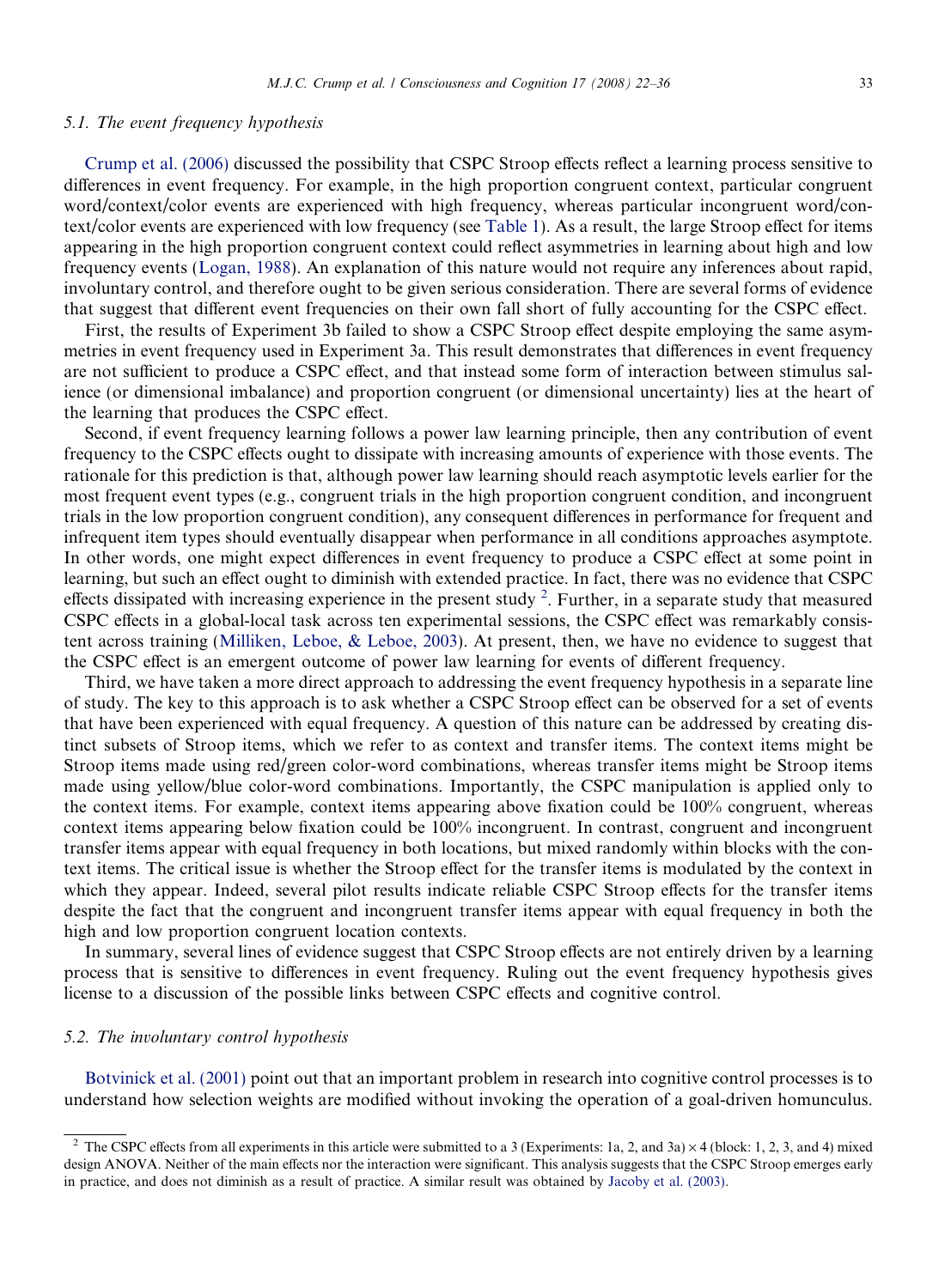### 5.1. The event frequency hypothesis

Crump et al. (2006) discussed the possibility that CSPC Stroop effects reflect a learning process sensitive to differences in event frequency. For example, in the high proportion congruent context, particular congruent word/context/color events are experienced with high frequency, whereas particular incongruent word/context/color events are experienced with low frequency (see Table 1). As a result, the large Stroop effect for items appearing in the high proportion congruent context could reflect asymmetries in learning about high and low frequency events (Logan, 1988). An explanation of this nature would not require any inferences about rapid, involuntary control, and therefore ought to be given serious consideration. There are several forms of evidence that suggest that different event frequencies on their own fall short of fully accounting for the CSPC effect.

First, the results of Experiment 3b failed to show a CSPC Stroop effect despite employing the same asymmetries in event frequency used in Experiment 3a. This result demonstrates that differences in event frequency are not sufficient to produce a CSPC effect, and that instead some form of interaction between stimulus salience (or dimensional imbalance) and proportion congruent (or dimensional uncertainty) lies at the heart of the learning that produces the CSPC effect.

Second, if event frequency learning follows a power law learning principle, then any contribution of event frequency to the CSPC effects ought to dissipate with increasing amounts of experience with those events. The rationale for this prediction is that, although power law learning should reach asymptotic levels earlier for the most frequent event types (e.g., congruent trials in the high proportion congruent condition, and incongruent trials in the low proportion congruent condition), any consequent differences in performance for frequent and infrequent item types should eventually disappear when performance in all conditions approaches asymptote. In other words, one might expect differences in event frequency to produce a CSPC effect at some point in learning, but such an effect ought to diminish with extended practice. In fact, there was no evidence that CSPC effects dissipated with increasing experience in the present study [2]. Further, in a separate study that measured CSPC effects in a global-local task across ten experimental sessions, the CSPC effect was remarkably consistent across training (Milliken, Leboe, & Leboe, 2003). At present, then, we have no evidence to suggest that the CSPC effect is an emergent outcome of power law learning for events of different frequency.

Third, we have taken a more direct approach to addressing the event frequency hypothesis in a separate line of study. The key to this approach is to ask whether a CSPC Stroop effect can be observed for a set of events that have been experienced with equal frequency. A question of this nature can be addressed by creating distinct subsets of Stroop items, which we refer to as context and transfer items. The context items might be Stroop items made using red/green color-word combinations, whereas transfer items might be Stroop items made using yellow/blue color-word combinations. Importantly, the CSPC manipulation is applied only to the context items. For example, context items appearing above fixation could be 100% congruent, whereas context items appearing below fixation could be 100% incongruent. In contrast, congruent and incongruent transfer items appear with equal frequency in both locations, but mixed randomly within blocks with the context items. The critical issue is whether the Stroop effect for the transfer items is modulated by the context in which they appear. Indeed, several pilot results indicate reliable CSPC Stroop effects for the transfer items despite the fact that the congruent and incongruent transfer items appear with equal frequency in both the high and low proportion congruent location contexts.

In summary, several lines of evidence suggest that CSPC Stroop effects are not entirely driven by a learning process that is sensitive to differences in event frequency. Ruling out the event frequency hypothesis gives license to a discussion of the possible links between CSPC effects and cognitive control.

### 5.2. The involuntary control hypothesis

Botvinick et al. (2001) point out that an important problem in research into cognitive control processes is to understand how selection weights are modified without invoking the operation of a goal-driven homunculus.

---

[2] The CSPC effects from all experiments in this article were submitted to a 3 (Experiments: 1a, 2, and 3a) $\times$ 4 (block: 1, 2, 3, and 4) mixed design ANOVA. Neither of the main effects nor the interaction were significant. This analysis suggests that the CSPC Stroop emerges early in practice, and does not diminish as a result of practice. A similar result was obtained by Jacoby et al. (2003).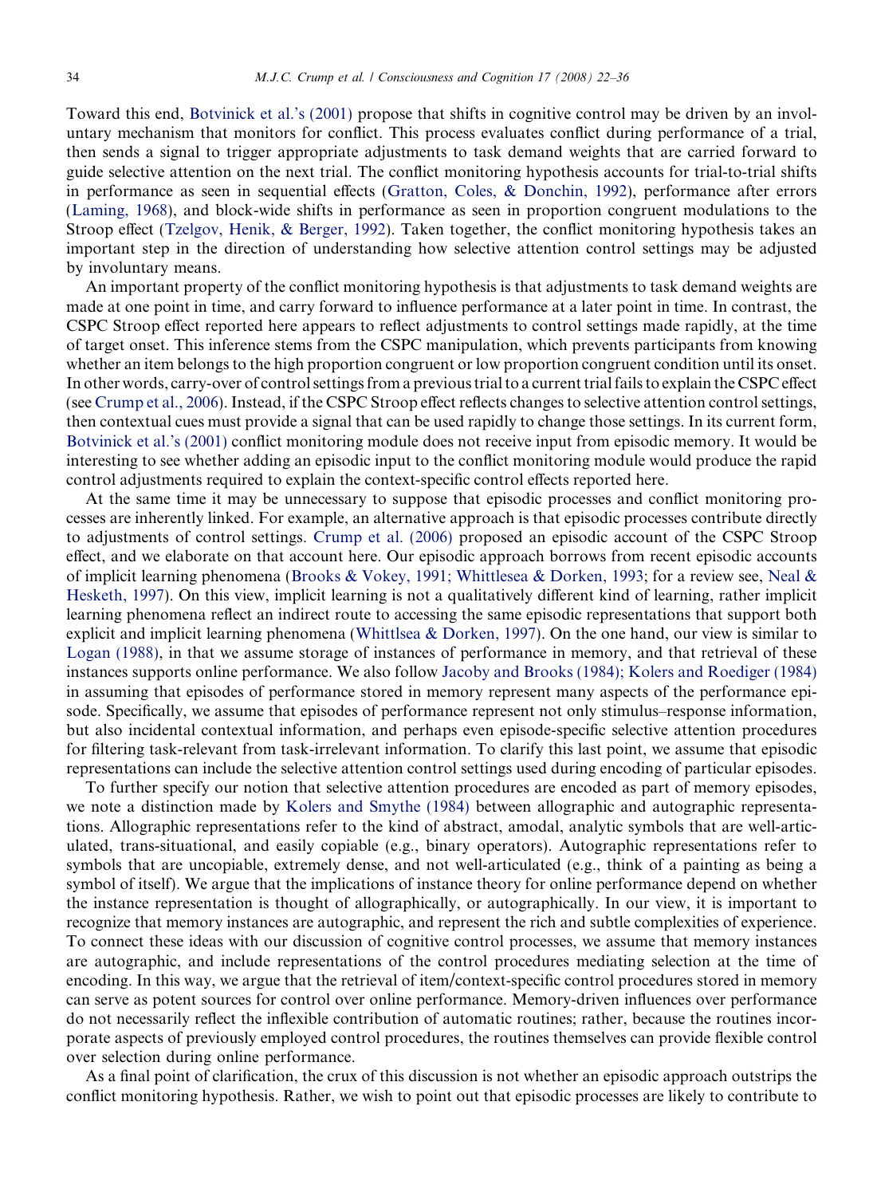Toward this end, Botvinick et al.'s (2001) propose that shifts in cognitive control may be driven by an involuntary mechanism that monitors for conflict. This process evaluates conflict during performance of a trial, then sends a signal to trigger appropriate adjustments to task demand weights that are carried forward to guide selective attention on the next trial. The conflict monitoring hypothesis accounts for trial-to-trial shifts in performance as seen in sequential effects (Gratton, Coles, & Donchin, 1992), performance after errors (Laming, 1968), and block-wide shifts in performance as seen in proportion congruent modulations to the Stroop effect (Tzelgov, Henik, & Berger, 1992). Taken together, the conflict monitoring hypothesis takes an important step in the direction of understanding how selective attention control settings may be adjusted by involuntary means.

An important property of the conflict monitoring hypothesis is that adjustments to task demand weights are made at one point in time, and carry forward to influence performance at a later point in time. In contrast, the CSPC Stroop effect reported here appears to reflect adjustments to control settings made rapidly, at the time of target onset. This inference stems from the CSPC manipulation, which prevents participants from knowing whether an item belongs to the high proportion congruent or low proportion congruent condition until its onset. In other words, carry-over of control settings from a previous trial to a current trial fails to explain the CSPC effect (see Crump et al., 2006). Instead, if the CSPC Stroop effect reflects changes to selective attention control settings, then contextual cues must provide a signal that can be used rapidly to change those settings. In its current form, Botvinick et al.'s (2001) conflict monitoring module does not receive input from episodic memory. It would be interesting to see whether adding an episodic input to the conflict monitoring module would produce the rapid control adjustments required to explain the context-specific control effects reported here.

At the same time it may be unnecessary to suppose that episodic processes and conflict monitoring processes are inherently linked. For example, an alternative approach is that episodic processes contribute directly to adjustments of control settings. Crump et al. (2006) proposed an episodic account of the CSPC Stroop effect, and we elaborate on that account here. Our episodic approach borrows from recent episodic accounts of implicit learning phenomena (Brooks & Vokey, 1991; Whittlesea & Dorken, 1993; for a review see, Neal & Hesketh, 1997). On this view, implicit learning is not a qualitatively different kind of learning, rather implicit learning phenomena reflect an indirect route to accessing the same episodic representations that support both explicit and implicit learning phenomena (Whittlsea & Dorken, 1997). On the one hand, our view is similar to Logan (1988), in that we assume storage of instances of performance in memory, and that retrieval of these instances supports online performance. We also follow Jacoby and Brooks (1984); Kolers and Roediger (1984) in assuming that episodes of performance stored in memory represent many aspects of the performance episode. Specifically, we assume that episodes of performance represent not only stimulus–response information, but also incidental contextual information, and perhaps even episode-specific selective attention procedures for filtering task-relevant from task-irrelevant information. To clarify this last point, we assume that episodic representations can include the selective attention control settings used during encoding of particular episodes.

To further specify our notion that selective attention procedures are encoded as part of memory episodes, we note a distinction made by Kolers and Smythe (1984) between allographic and autographic representations. Allographic representations refer to the kind of abstract, amodal, analytic symbols that are well-articulated, trans-situational, and easily copiable (e.g., binary operators). Autographic representations refer to symbols that are uncopiable, extremely dense, and not well-articulated (e.g., think of a painting as being a symbol of itself). We argue that the implications of instance theory for online performance depend on whether the instance representation is thought of allographically, or autographically. In our view, it is important to recognize that memory instances are autographic, and represent the rich and subtle complexities of experience. To connect these ideas with our discussion of cognitive control processes, we assume that memory instances are autographic, and include representations of the control procedures mediating selection at the time of encoding. In this way, we argue that the retrieval of item/context-specific control procedures stored in memory can serve as potent sources for control over online performance. Memory-driven influences over performance do not necessarily reflect the inflexible contribution of automatic routines; rather, because the routines incorporate aspects of previously employed control procedures, the routines themselves can provide flexible control over selection during online performance.

As a final point of clarification, the crux of this discussion is not whether an episodic approach outstrips the conflict monitoring hypothesis. Rather, we wish to point out that episodic processes are likely to contribute to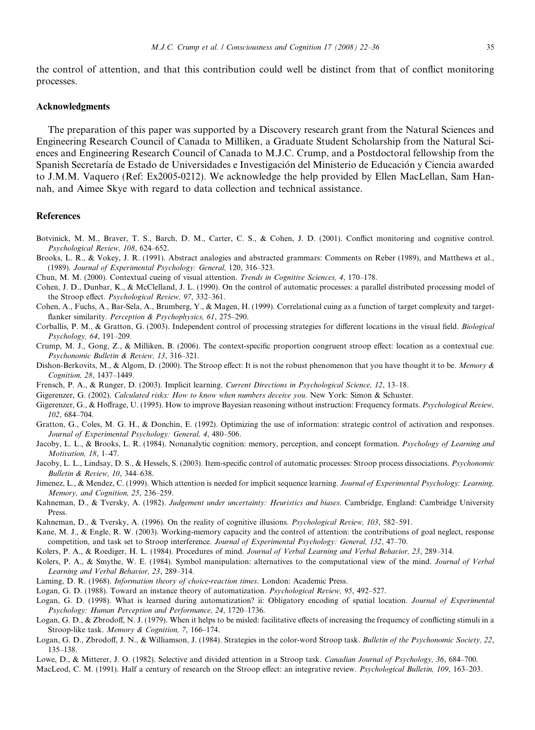the control of attention, and that this contribution could well be distinct from that of conflict monitoring processes.

## Acknowledgments

The preparation of this paper was supported by a Discovery research grant from the Natural Sciences and Engineering Research Council of Canada to Milliken, a Graduate Student Scholarship from the Natural Sciences and Engineering Research Council of Canada to M.J.C. Crump, and a Postdoctoral fellowship from the Spanish Secretaría de Estado de Universidades e Investigación del Ministerio de Educación y Ciencia awarded to J.M.M. Vaquero (Ref: Ex2005-0212). We acknowledge the help provided by Ellen MacLellan, Sam Hannah, and Aimee Skye with regard to data collection and technical assistance.

## References

Botvinick, M. M., Braver, T. S., Barch, D. M., Carter, C. S., & Cohen, J. D. (2001). Conflict monitoring and cognitive control. *Psychological Review, 108*, 624–652.

Brooks, L. R., & Vokey, J. R. (1991). Abstract analogies and abstracted grammars: Comments on Reber (1989), and Matthews et al., (1989). *Journal of Experimental Psychology: General,* 120, 316–323.

Chun, M. M. (2000). Contextual cueing of visual attention. *Trends in Cognitive Sciences, 4*, 170–178.

Cohen, J. D., Dunbar, K., & McClelland, J. L. (1990). On the control of automatic processes: a parallel distributed processing model of the Stroop effect. *Psychological Review, 97*, 332–361.

Cohen, A., Fuchs, A., Bar-Sela, A., Brumberg, Y., & Magen, H. (1999). Correlational cuing as a function of target complexity and target-flanker similarity. *Perception & Psychophysics, 61*, 275–290.

Corballis, P. M., & Gratton, G. (2003). Independent control of processing strategies for different locations in the visual field. *Biological Psychology, 64*, 191–209.

Crump, M. J., Gong, Z., & Milliken, B. (2006). The context-specific proportion congruent stroop effect: location as a contextual cue. *Psychonomic Bulletin & Review, 13*, 316–321.

Dishon-Berkovits, M., & Algom, D. (2000). The Stroop effect: It is not the robust phenomenon that you have thought it to be. *Memory & Cognition, 28*, 1437–1449.

Frensch, P. A., & Runger, D. (2003). Implicit learning. *Current Directions in Psychological Science, 12*, 13–18.

Gigerenzer, G. (2002). *Calculated risks: How to know when numbers deceive you*. New York: Simon & Schuster.

Gigerenzer, G., & Hoffrage, U. (1995). How to improve Bayesian reasoning without instruction: Frequency formats. *Psychological Review, 102*, 684–704.

Gratton, G., Coles, M. G. H., & Donchin, E. (1992). Optimizing the use of information: strategic control of activation and responses. *Journal of Experimental Psychology: General, 4*, 480–506.

Jacoby, L. L., & Brooks, L. R. (1984). Nonanalytic cognition: memory, perception, and concept formation. *Psychology of Learning and Motivation, 18*, 1–47.

Jacoby, L. L., Lindsay, D. S., & Hessels, S. (2003). Item-specific control of automatic processes: Stroop process dissociations. *Psychonomic Bulletin & Review, 10*, 344–638.

Jimenez, L., & Mendez, C. (1999). Which attention is needed for implicit sequence learning. *Journal of Experimental Psychology: Learning, Memory, and Cognition, 25*, 236–259.

Kahneman, D., & Tversky, A. (1982). *Judgement under uncertainty: Heuristics and biases*. Cambridge, England: Cambridge University Press.

Kahneman, D., & Tversky, A. (1996). On the reality of cognitive illusions. *Psychological Review, 103*, 582–591.

Kane, M. J., & Engle, R. W. (2003). Working-memory capacity and the control of attention: the contributions of goal neglect, response competition, and task set to Stroop interference. *Journal of Experimental Psychology: General, 132*, 47–70.

Kolers, P. A., & Roediger, H. L. (1984). Procedures of mind. *Journal of Verbal Learning and Verbal Behavior, 23*, 289–314.

Kolers, P. A., & Smythe, W. E. (1984). Symbol manipulation: alternatives to the computational view of the mind. *Journal of Verbal Learning and Verbal Behavior, 23*, 289–314.

Laming, D. R. (1968). *Information theory of choice-reaction times*. London: Academic Press.

Logan, G. D. (1988). Toward an instance theory of automatization. *Psychological Review, 95*, 492–527.

Logan, G. D. (1998). What is learned during automatization? ii: Obligatory encoding of spatial location. *Journal of Experimental Psychology: Human Perception and Performance, 24*, 1720–1736.

Logan, G. D., & Zbrodoff, N. J. (1979). When it helps to be misled: facilitative effects of increasing the frequency of conflicting stimuli in a Stroop-like task. *Memory & Cognition, 7*, 166–174.

Logan, G. D., Zbrodoff, J. N., & Williamson, J. (1984). Strategies in the color-word Stroop task. *Bulletin of the Psychonomic Society, 22*, 135–138.

Lowe, D., & Mitterer, J. O. (1982). Selective and divided attention in a Stroop task. *Canadian Journal of Psychology, 36*, 684–700.

MacLeod, C. M. (1991). Half a century of research on the Stroop effect: an integrative review. *Psychological Bulletin, 109*, 163–203.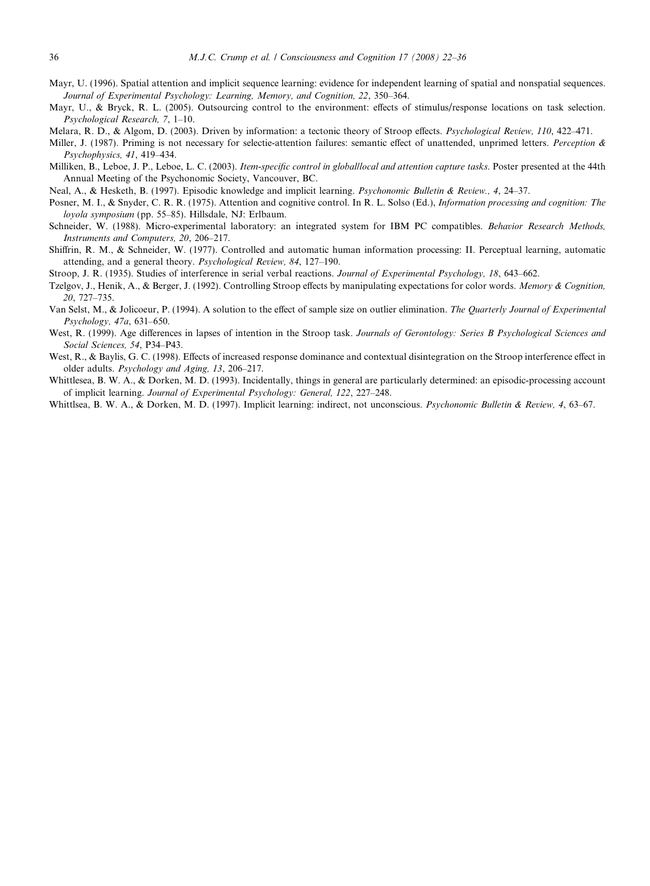Mayr, U. (1996). Spatial attention and implicit sequence learning: evidence for independent learning of spatial and nonspatial sequences. *Journal of Experimental Psychology: Learning, Memory, and Cognition, 22*, 350–364.

Mayr, U., & Bryck, R. L. (2005). Outsourcing control to the environment: effects of stimulus/response locations on task selection. *Psychological Research, 7*, 1–10.

Melara, R. D., & Algom, D. (2003). Driven by information: a tectonic theory of Stroop effects. *Psychological Review, 110*, 422–471.

Miller, J. (1987). Priming is not necessary for selectie-attention failures: semantic effect of unattended, unprimed letters. *Perception & Psychophysics, 41*, 419–434.

Milliken, B., Leboe, J. P., Leboe, L. C. (2003). *Item-specific control in global/local and attention capture tasks*. Poster presented at the 44th Annual Meeting of the Psychonomic Society, Vancouver, BC.

Neal, A., & Hesketh, B. (1997). Episodic knowledge and implicit learning. *Psychonomic Bulletin & Review., 4*, 24–37.

Posner, M. I., & Snyder, C. R. R. (1975). Attention and cognitive control. In R. L. Solso (Ed.), *Information processing and cognition: The loyola symposium* (pp. 55–85). Hillsdale, NJ: Erlbaum.

Schneider, W. (1988). Micro-experimental laboratory: an integrated system for IBM PC compatibles. *Behavior Research Methods, Instruments and Computers, 20*, 206–217.

Shiffrin, R. M., & Schneider, W. (1977). Controlled and automatic human information processing: II. Perceptual learning, automatic attending, and a general theory. *Psychological Review, 84*, 127–190.

Stroop, J. R. (1935). Studies of interference in serial verbal reactions. *Journal of Experimental Psychology, 18*, 643–662.

Tzelgov, J., Henik, A., & Berger, J. (1992). Controlling Stroop effects by manipulating expectations for color words. *Memory & Cognition, 20*, 727–735.

Van Selst, M., & Jolicoeur, P. (1994). A solution to the effect of sample size on outlier elimination. *The Quarterly Journal of Experimental Psychology, 47a*, 631–650.

West, R. (1999). Age differences in lapses of intention in the Stroop task. *Journals of Gerontology: Series B Psychological Sciences and Social Sciences, 54*, P34–P43.

West, R., & Baylis, G. C. (1998). Effects of increased response dominance and contextual disintegration on the Stroop interference effect in older adults. *Psychology and Aging, 13*, 206–217.

Whittlesea, B. W. A., & Dorken, M. D. (1993). Incidentally, things in general are particularly determined: an episodic-processing account of implicit learning. *Journal of Experimental Psychology: General, 122*, 227–248.

Whittlsea, B. W. A., & Dorken, M. D. (1997). Implicit learning: indirect, not unconscious. *Psychonomic Bulletin & Review, 4*, 63–67.